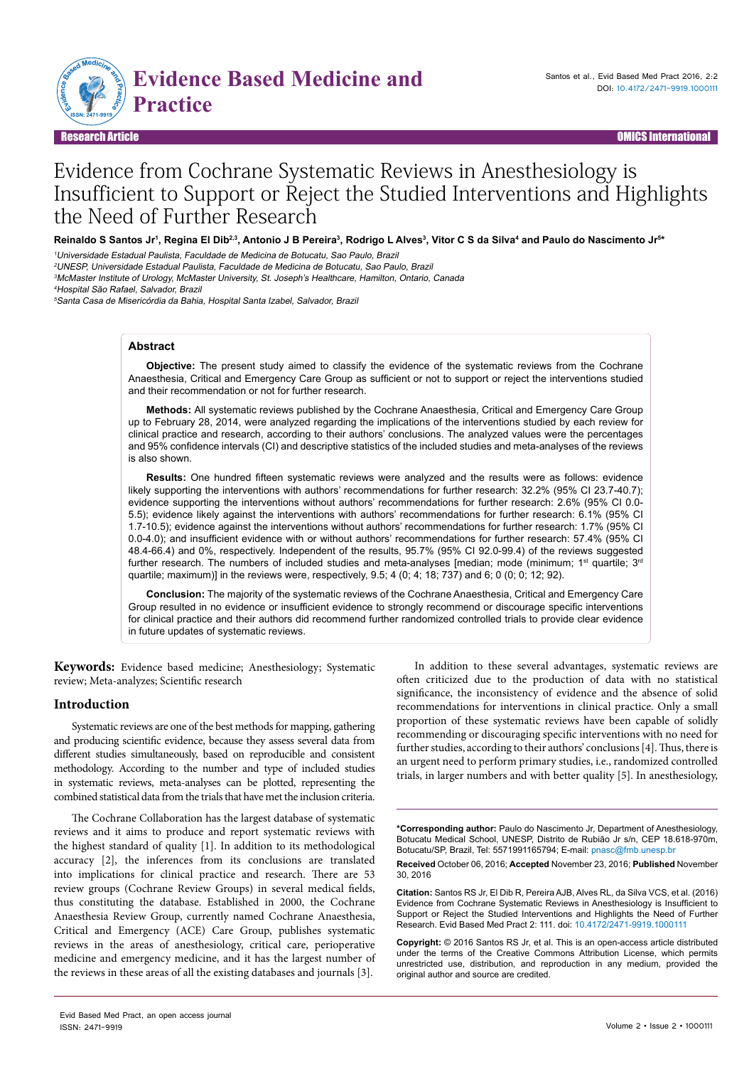# Evidence from Cochrane Systematic Reviews in Anesthesiology is Insufficient to Support or Reject the Studied Interventions and Highlights the Need of Further Research

**Reinaldo S Santos Jr[1], Regina El Dib[2,3], Antonio J B Pereira[3], Rodrigo L Alves[3], Vitor C S da Silva[4] and Paulo do Nascimento Jr[5*]**

[1]*Universidade Estadual Paulista, Faculdade de Medicina de Botucatu, Sao Paulo, Brazil*

[2]*UNESP, Universidade Estadual Paulista, Faculdade de Medicina de Botucatu, Sao Paulo, Brazil*

[3]*McMaster Institute of Urology, McMaster University, St. Joseph's Healthcare, Hamilton, Ontario, Canada*

[4]*Hospital São Rafael, Salvador, Brazil*

[5]*Santa Casa de Misericórdia da Bahia, Hospital Santa Izabel, Salvador, Brazil*

## Abstract

**Objective:** The present study aimed to classify the evidence of the systematic reviews from the Cochrane Anaesthesia, Critical and Emergency Care Group as sufficient or not to support or reject the interventions studied and their recommendation or not for further research.

**Methods:** All systematic reviews published by the Cochrane Anaesthesia, Critical and Emergency Care Group up to February 28, 2014, were analyzed regarding the implications of the interventions studied by each review for clinical practice and research, according to their authors' conclusions. The analyzed values were the percentages and 95% confidence intervals (CI) and descriptive statistics of the included studies and meta-analyses of the reviews is also shown.

**Results:** One hundred fifteen systematic reviews were analyzed and the results were as follows: evidence likely supporting the interventions with authors' recommendations for further research: 32.2% (95% CI 23.7-40.7); evidence supporting the interventions without authors' recommendations for further research: 2.6% (95% CI 0.0-5.5); evidence likely against the interventions with authors' recommendations for further research: 6.1% (95% CI 1.7-10.5); evidence against the interventions without authors' recommendations for further research: 1.7% (95% CI 0.0-4.0); and insufficient evidence with or without authors' recommendations for further research: 57.4% (95% CI 48.4-66.4) and 0%, respectively. Independent of the results, 95.7% (95% CI 92.0-99.4) of the reviews suggested further research. The numbers of included studies and meta-analyses [median; mode (minimum; 1st quartile; 3rd quartile; maximum)] in the reviews were, respectively, 9.5; 4 (0; 4; 18; 737) and 6; 0 (0; 0; 12; 92).

**Conclusion:** The majority of the systematic reviews of the Cochrane Anaesthesia, Critical and Emergency Care Group resulted in no evidence or insufficient evidence to strongly recommend or discourage specific interventions for clinical practice and their authors did recommend further randomized controlled trials to provide clear evidence in future updates of systematic reviews.

**Keywords:** Evidence based medicine; Anesthesiology; Systematic review; Meta-analyzes; Scientific research

## Introduction

Systematic reviews are one of the best methods for mapping, gathering and producing scientific evidence, because they assess several data from different studies simultaneously, based on reproducible and consistent methodology. According to the number and type of included studies in systematic reviews, meta-analyses can be plotted, representing the combined statistical data from the trials that have met the inclusion criteria.

The Cochrane Collaboration has the largest database of systematic reviews and it aims to produce and report systematic reviews with the highest standard of quality [1]. In addition to its methodological accuracy [2], the inferences from its conclusions are translated into implications for clinical practice and research. There are 53 review groups (Cochrane Review Groups) in several medical fields, thus constituting the database. Established in 2000, the Cochrane Anaesthesia Review Group, currently named Cochrane Anaesthesia, Critical and Emergency (ACE) Care Group, publishes systematic reviews in the areas of anesthesiology, critical care, perioperative medicine and emergency medicine, and it has the largest number of the reviews in these areas of all the existing databases and journals [3].

In addition to these several advantages, systematic reviews are often criticized due to the production of data with no statistical significance, the inconsistency of evidence and the absence of solid recommendations for interventions in clinical practice. Only a small proportion of these systematic reviews have been capable of solidly recommending or discouraging specific interventions with no need for further studies, according to their authors' conclusions [4]. Thus, there is an urgent need to perform primary studies, i.e., randomized controlled trials, in larger numbers and with better quality [5]. In anesthesiology,

**\*Corresponding author:** Paulo do Nascimento Jr, Department of Anesthesiology, Botucatu Medical School, UNESP, Distrito de Rubião Jr s/n, CEP 18.618-970m, Botucatu/SP, Brazil, Tel: 5571991165794; E-mail: pnasc@fmb.unesp.br

**Received** October 06, 2016; **Accepted** November 23, 2016; **Published** November 30, 2016

**Citation:** Santos RS Jr, El Dib R, Pereira AJB, Alves RL, da Silva VCS, et al. (2016) Evidence from Cochrane Systematic Reviews in Anesthesiology is Insufficient to Support or Reject the Studied Interventions and Highlights the Need of Further Research. Evid Based Med Pract 2: 111. doi: 10.4172/2471-9919.1000111

**Copyright:** © 2016 Santos RS Jr, et al. This is an open-access article distributed under the terms of the Creative Commons Attribution License, which permits unrestricted use, distribution, and reproduction in any medium, provided the original author and source are credited.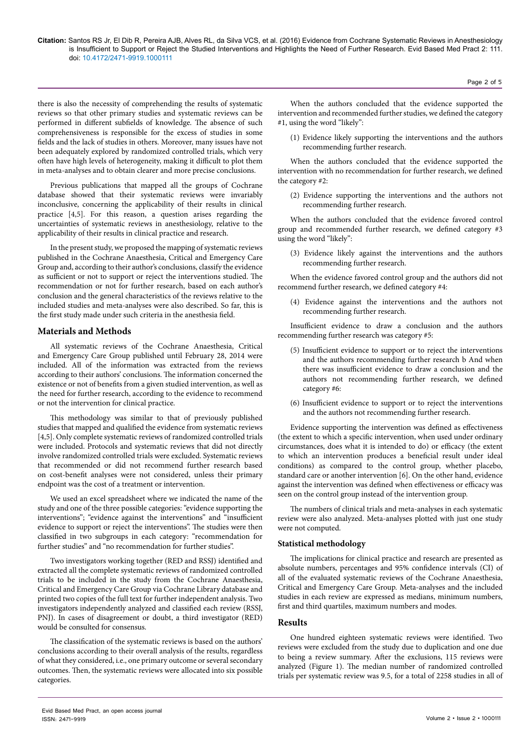there is also the necessity of comprehending the results of systematic reviews so that other primary studies and systematic reviews can be performed in different subfields of knowledge. The absence of such comprehensiveness is responsible for the excess of studies in some fields and the lack of studies in others. Moreover, many issues have not been adequately explored by randomized controlled trials, which very often have high levels of heterogeneity, making it difficult to plot them in meta-analyses and to obtain clearer and more precise conclusions.

Previous publications that mapped all the groups of Cochrane database showed that their systematic reviews were invariably inconclusive, concerning the applicability of their results in clinical practice [4,5]. For this reason, a question arises regarding the uncertainties of systematic reviews in anesthesiology, relative to the applicability of their results in clinical practice and research.

In the present study, we proposed the mapping of systematic reviews published in the Cochrane Anaesthesia, Critical and Emergency Care Group and, according to their author's conclusions, classify the evidence as sufficient or not to support or reject the interventions studied. The recommendation or not for further research, based on each author's conclusion and the general characteristics of the reviews relative to the included studies and meta-analyses were also described. So far, this is the first study made under such criteria in the anesthesia field.

## Materials and Methods

All systematic reviews of the Cochrane Anaesthesia, Critical and Emergency Care Group published until February 28, 2014 were included. All of the information was extracted from the reviews according to their authors' conclusions. The information concerned the existence or not of benefits from a given studied intervention, as well as the need for further research, according to the evidence to recommend or not the intervention for clinical practice.

This methodology was similar to that of previously published studies that mapped and qualified the evidence from systematic reviews [4,5]. Only complete systematic reviews of randomized controlled trials were included. Protocols and systematic reviews that did not directly involve randomized controlled trials were excluded. Systematic reviews that recommended or did not recommend further research based on cost-benefit analyses were not considered, unless their primary endpoint was the cost of a treatment or intervention.

We used an excel spreadsheet where we indicated the name of the study and one of the three possible categories: "evidence supporting the interventions"; "evidence against the interventions" and "insufficient evidence to support or reject the interventions". The studies were then classified in two subgroups in each category: "recommendation for further studies" and "no recommendation for further studies".

Two investigators working together (RED and RSSJ) identified and extracted all the complete systematic reviews of randomized controlled trials to be included in the study from the Cochrane Anaesthesia, Critical and Emergency Care Group via Cochrane Library database and printed two copies of the full text for further independent analysis. Two investigators independently analyzed and classified each review (RSSJ, PNJ). In cases of disagreement or doubt, a third investigator (RED) would be consulted for consensus.

The classification of the systematic reviews is based on the authors' conclusions according to their overall analysis of the results, regardless of what they considered, i.e., one primary outcome or several secondary outcomes. Then, the systematic reviews were allocated into six possible categories.

When the authors concluded that the evidence supported the intervention and recommended further studies, we defined the category #1, using the word "likely":

(1) Evidence likely supporting the interventions and the authors recommending further research.

When the authors concluded that the evidence supported the intervention with no recommendation for further research, we defined the category #2:

(2) Evidence supporting the interventions and the authors not recommending further research.

When the authors concluded that the evidence favored control group and recommended further research, we defined category #3 using the word "likely":

(3) Evidence likely against the interventions and the authors recommending further research.

When the evidence favored control group and the authors did not recommend further research, we defined category #4:

(4) Evidence against the interventions and the authors not recommending further research.

Insufficient evidence to draw a conclusion and the authors recommending further research was category #5:

(5) Insufficient evidence to support or to reject the interventions and the authors recommending further research b And when there was insufficient evidence to draw a conclusion and the authors not recommending further research, we defined category #6:

(6) Insufficient evidence to support or to reject the interventions and the authors not recommending further research.

Evidence supporting the intervention was defined as effectiveness (the extent to which a specific intervention, when used under ordinary circumstances, does what it is intended to do) or efficacy (the extent to which an intervention produces a beneficial result under ideal conditions) as compared to the control group, whether placebo, standard care or another intervention [6]. On the other hand, evidence against the intervention was defined when effectiveness or efficacy was seen on the control group instead of the intervention group.

The numbers of clinical trials and meta-analyses in each systematic review were also analyzed. Meta-analyses plotted with just one study were not computed.

### Statistical methodology

The implications for clinical practice and research are presented as absolute numbers, percentages and 95% confidence intervals (CI) of all of the evaluated systematic reviews of the Cochrane Anaesthesia, Critical and Emergency Care Group. Meta-analyses and the included studies in each review are expressed as medians, minimum numbers, first and third quartiles, maximum numbers and modes.

## Results

One hundred eighteen systematic reviews were identified. Two reviews were excluded from the study due to duplication and one due to being a review summary. After the exclusions, 115 reviews were analyzed (Figure 1). The median number of randomized controlled trials per systematic review was 9.5, for a total of 2258 studies in all of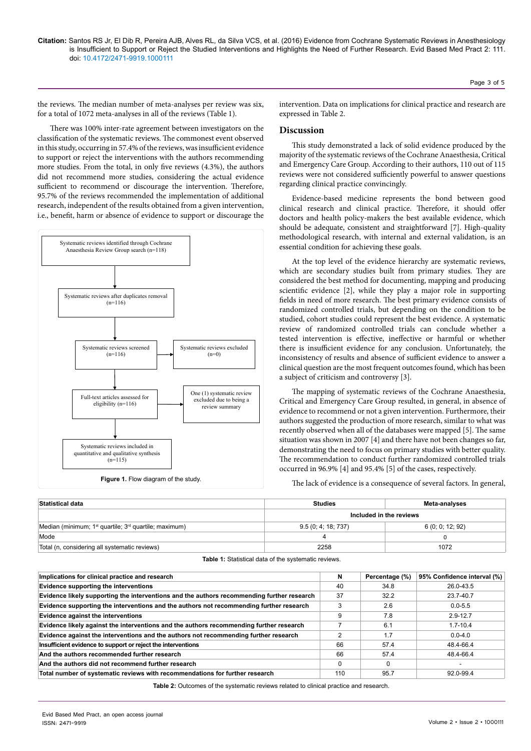the reviews. The median number of meta-analyses per review was six, for a total of 1072 meta-analyses in all of the reviews (Table 1).

There was 100% inter-rate agreement between investigators on the classification of the systematic reviews. The commonest event observed in this study, occurring in 57.4% of the reviews, was insufficient evidence to support or reject the interventions with the authors recommending more studies. From the total, in only five reviews (4.3%), the authors did not recommend more studies, considering the actual evidence sufficient to recommend or discourage the intervention. Therefore, 95.7% of the reviews recommended the implementation of additional research, independent of the results obtained from a given intervention, i.e., benefit, harm or absence of evidence to support or discourage the intervention. Data on implications for clinical practice and research are expressed in Table 2.

Systematic reviews identified through Cochrane Anaesthesia Review Group search (n=118)

Systematic reviews after duplicates removal (n=116)

Systematic reviews screened (n=116)

Systematic reviews excluded (n=0)

Full-text articles assessed for eligibility (n=116)

One (1) systematic review excluded due to being a review summary

Systematic reviews included in quantitative and qualitative synthesis (n=115)

**Figure 1.** Flow diagram of the study.

## Discussion

This study demonstrated a lack of solid evidence produced by the majority of the systematic reviews of the Cochrane Anaesthesia, Critical and Emergency Care Group. According to their authors, 110 out of 115 reviews were not considered sufficiently powerful to answer questions regarding clinical practice convincingly.

Evidence-based medicine represents the bond between good clinical research and clinical practice. Therefore, it should offer doctors and health policy-makers the best available evidence, which should be adequate, consistent and straightforward [7]. High-quality methodological research, with internal and external validation, is an essential condition for achieving these goals.

At the top level of the evidence hierarchy are systematic reviews, which are secondary studies built from primary studies. They are considered the best method for documenting, mapping and producing scientific evidence [2], while they play a major role in supporting fields in need of more research. The best primary evidence consists of randomized controlled trials, but depending on the condition to be studied, cohort studies could represent the best evidence. A systematic review of randomized controlled trials can conclude whether a tested intervention is effective, ineffective or harmful or whether there is insufficient evidence for any conclusion. Unfortunately, the inconsistency of results and absence of sufficient evidence to answer a clinical question are the most frequent outcomes found, which has been a subject of criticism and controversy [3].

The mapping of systematic reviews of the Cochrane Anaesthesia, Critical and Emergency Care Group resulted, in general, in absence of evidence to recommend or not a given intervention. Furthermore, their authors suggested the production of more research, similar to what was recently observed when all of the databases were mapped [5]. The same situation was shown in 2007 [4] and there have not been changes so far, demonstrating the need to focus on primary studies with better quality. The recommendation to conduct further randomized controlled trials occurred in 96.9% [4] and 95.4% [5] of the cases, respectively.

The lack of evidence is a consequence of several factors. In general,

| Statistical data | Studies | Meta-analyses |
|---|---|---|
| | Included in the reviews | |
| Median (minimum; 1st quartile; 3rd quartile; maximum) | 9.5 (0; 4; 18; 737) | 6 (0; 0; 12; 92) |
| Mode | 4 | 0 |
| Total (n, considering all systematic reviews) | 2258 | 1072 |

**Table 1:** Statistical data of the systematic reviews.

| Implications for clinical practice and research | N | Percentage (%) | 95% Confidence interval (%) |
|---|---|---|---|
| **Evidence supporting the interventions** | 40 | 34.8 | 26.0-43.5 |
| **Evidence likely supporting the interventions and the authors recommending further research** | 37 | 32.2 | 23.7-40.7 |
| **Evidence supporting the interventions and the authors not recommending further research** | 3 | 2.6 | 0.0-5.5 |
| **Evidence against the interventions** | 9 | 7.8 | 2.9-12.7 |
| **Evidence likely against the interventions and the authors recommending further research** | 7 | 6.1 | 1.7-10.4 |
| **Evidence against the interventions and the authors not recommending further research** | 2 | 1.7 | 0.0-4.0 |
| **Insufficient evidence to support or reject the interventions** | 66 | 57.4 | 48.4-66.4 |
| **And the authors recommended further research** | 66 | 57.4 | 48.4-66.4 |
| **And the authors did not recommend further research** | 0 | 0 | - |
| **Total number of systematic reviews with recommendations for further research** | 110 | 95.7 | 92.0-99.4 |

**Table 2:** Outcomes of the systematic reviews related to clinical practice and research.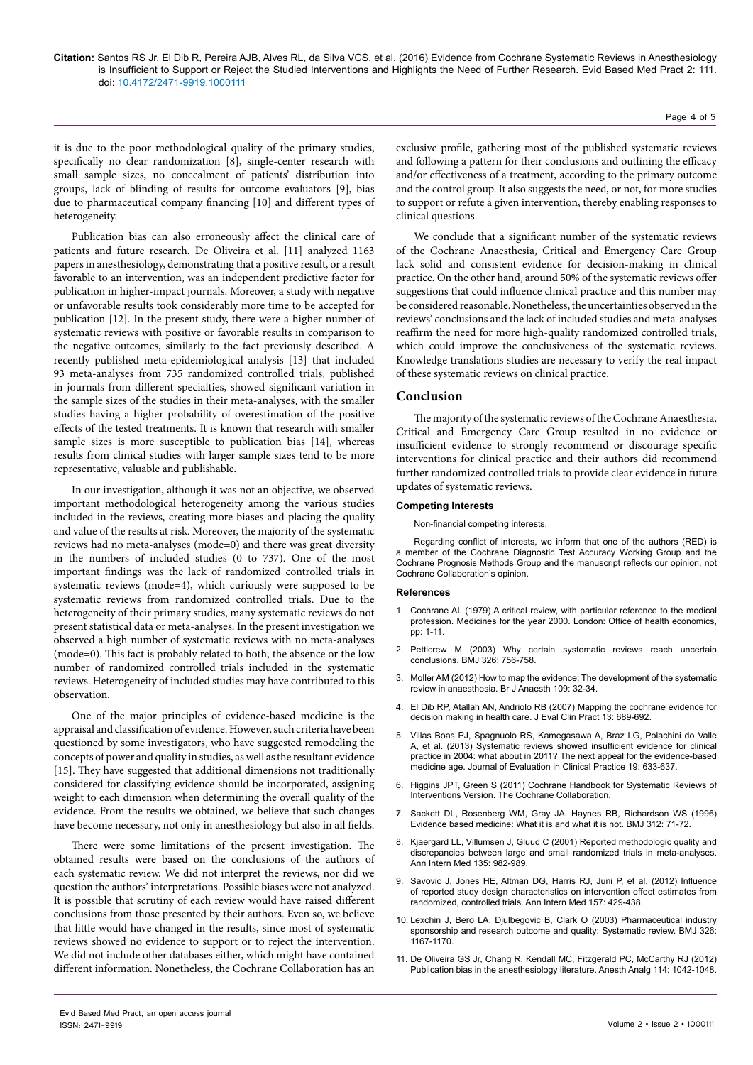it is due to the poor methodological quality of the primary studies, specifically no clear randomization [8], single-center research with small sample sizes, no concealment of patients' distribution into groups, lack of blinding of results for outcome evaluators [9], bias due to pharmaceutical company financing [10] and different types of heterogeneity.

Publication bias can also erroneously affect the clinical care of patients and future research. De Oliveira et al. [11] analyzed 1163 papers in anesthesiology, demonstrating that a positive result, or a result favorable to an intervention, was an independent predictive factor for publication in higher-impact journals. Moreover, a study with negative or unfavorable results took considerably more time to be accepted for publication [12]. In the present study, there were a higher number of systematic reviews with positive or favorable results in comparison to the negative outcomes, similarly to the fact previously described. A recently published meta-epidemiological analysis [13] that included 93 meta-analyses from 735 randomized controlled trials, published in journals from different specialties, showed significant variation in the sample sizes of the studies in their meta-analyses, with the smaller studies having a higher probability of overestimation of the positive effects of the tested treatments. It is known that research with smaller sample sizes is more susceptible to publication bias [14], whereas results from clinical studies with larger sample sizes tend to be more representative, valuable and publishable.

In our investigation, although it was not an objective, we observed important methodological heterogeneity among the various studies included in the reviews, creating more biases and placing the quality and value of the results at risk. Moreover, the majority of the systematic reviews had no meta-analyses (mode=0) and there was great diversity in the numbers of included studies (0 to 737). One of the most important findings was the lack of randomized controlled trials in systematic reviews (mode=4), which curiously were supposed to be systematic reviews from randomized controlled trials. Due to the heterogeneity of their primary studies, many systematic reviews do not present statistical data or meta-analyses. In the present investigation we observed a high number of systematic reviews with no meta-analyses (mode=0). This fact is probably related to both, the absence or the low number of randomized controlled trials included in the systematic reviews. Heterogeneity of included studies may have contributed to this observation.

One of the major principles of evidence-based medicine is the appraisal and classification of evidence. However, such criteria have been questioned by some investigators, who have suggested remodeling the concepts of power and quality in studies, as well as the resultant evidence [15]. They have suggested that additional dimensions not traditionally considered for classifying evidence should be incorporated, assigning weight to each dimension when determining the overall quality of the evidence. From the results we obtained, we believe that such changes have become necessary, not only in anesthesiology but also in all fields.

There were some limitations of the present investigation. The obtained results were based on the conclusions of the authors of each systematic review. We did not interpret the reviews, nor did we question the authors' interpretations. Possible biases were not analyzed. It is possible that scrutiny of each review would have raised different conclusions from those presented by their authors. Even so, we believe that little would have changed in the results, since most of systematic reviews showed no evidence to support or to reject the intervention. We did not include other databases either, which might have contained different information. Nonetheless, the Cochrane Collaboration has an exclusive profile, gathering most of the published systematic reviews and following a pattern for their conclusions and outlining the efficacy and/or effectiveness of a treatment, according to the primary outcome and the control group. It also suggests the need, or not, for more studies to support or refute a given intervention, thereby enabling responses to clinical questions.

We conclude that a significant number of the systematic reviews of the Cochrane Anaesthesia, Critical and Emergency Care Group lack solid and consistent evidence for decision-making in clinical practice. On the other hand, around 50% of the systematic reviews offer suggestions that could influence clinical practice and this number may be considered reasonable. Nonetheless, the uncertainties observed in the reviews' conclusions and the lack of included studies and meta-analyses reaffirm the need for more high-quality randomized controlled trials, which could improve the conclusiveness of the systematic reviews. Knowledge translations studies are necessary to verify the real impact of these systematic reviews on clinical practice.

## Conclusion

The majority of the systematic reviews of the Cochrane Anaesthesia, Critical and Emergency Care Group resulted in no evidence or insufficient evidence to strongly recommend or discourage specific interventions for clinical practice and their authors did recommend further randomized controlled trials to provide clear evidence in future updates of systematic reviews.

### Competing Interests

Non-financial competing interests.

Regarding conflict of interests, we inform that one of the authors (RED) is a member of the Cochrane Diagnostic Test Accuracy Working Group and the Cochrane Prognosis Methods Group and the manuscript reflects our opinion, not Cochrane Collaboration's opinion.

### References

1. Cochrane AL (1979) A critical review, with particular reference to the medical profession. Medicines for the year 2000. London: Office of health economics, pp: 1-11.
2. Petticrew M (2003) Why certain systematic reviews reach uncertain conclusions. BMJ 326: 756-758.
3. Moller AM (2012) How to map the evidence: The development of the systematic review in anaesthesia. Br J Anaesth 109: 32-34.
4. El Dib RP, Atallah AN, Andriolo RB (2007) Mapping the cochrane evidence for decision making in health care. J Eval Clin Pract 13: 689-692.
5. Villas Boas PJ, Spagnuolo RS, Kamegasawa A, Braz LG, Polachini do Valle A, et al. (2013) Systematic reviews showed insufficient evidence for clinical practice in 2004: what about in 2011? The next appeal for the evidence-based medicine age. Journal of Evaluation in Clinical Practice 19: 633-637.
6. Higgins JPT, Green S (2011) Cochrane Handbook for Systematic Reviews of Interventions Version. The Cochrane Collaboration.
7. Sackett DL, Rosenberg WM, Gray JA, Haynes RB, Richardson WS (1996) Evidence based medicine: What it is and what it is not. BMJ 312: 71-72.
8. Kjaergard LL, Villumsen J, Gluud C (2001) Reported methodologic quality and discrepancies between large and small randomized trials in meta-analyses. Ann Intern Med 135: 982-989.
9. Savovic J, Jones HE, Altman DG, Harris RJ, Juni P, et al. (2012) Influence of reported study design characteristics on intervention effect estimates from randomized, controlled trials. Ann Intern Med 157: 429-438.
10. Lexchin J, Bero LA, Djulbegovic B, Clark O (2003) Pharmaceutical industry sponsorship and research outcome and quality: Systematic review. BMJ 326: 1167-1170.
11. De Oliveira GS Jr, Chang R, Kendall MC, Fitzgerald PC, McCarthy RJ (2012) Publication bias in the anesthesiology literature. Anesth Analg 114: 1042-1048.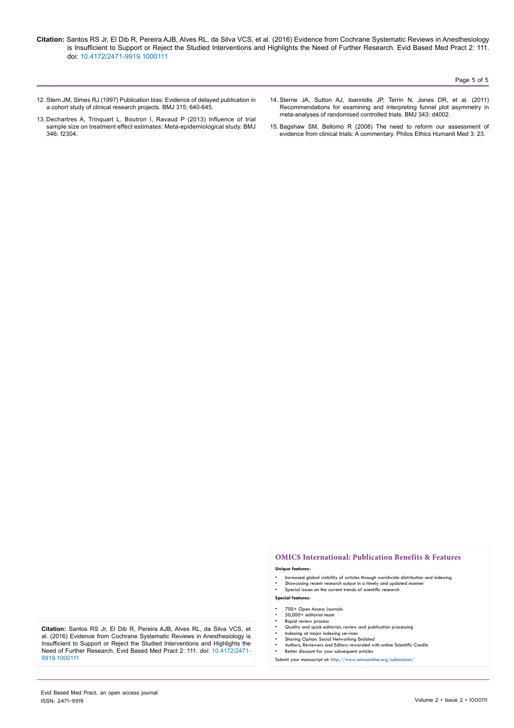12. Stern JM, Simes RJ (1997) Publication bias: Evidence of delayed publication in a cohort study of clinical research projects. BMJ 315: 640-645.
13. Dechartres A, Trinquart L, Boutron I, Ravaud P (2013) Influence of trial sample size on treatment effect estimates: Meta-epidemiological study. BMJ 346: f2304.
14. Sterne JA, Sutton AJ, Ioannidis JP, Terrin N, Jones DR, et al. (2011) Recommendations for examining and interpreting funnel plot asymmetry in meta-analyses of randomised controlled trials. BMJ 343: d4002.
15. Bagshaw SM, Bellomo R (2008) The need to reform our assessment of evidence from clinical trials: A commentary. Philos Ethics Humanit Med 3: 23.

**Citation:** Santos RS Jr, El Dib R, Pereira AJB, Alves RL, da Silva VCS, et al. (2016) Evidence from Cochrane Systematic Reviews in Anesthesiology is Insufficient to Support or Reject the Studied Interventions and Highlights the Need of Further Research. Evid Based Med Pract 2: 111. doi: 10.4172/2471-9919.1000111

### OMICS International: Publication Benefits & Features

**Unique features:**

- Increased global visibility of articles through worldwide distribution and indexing
- Showcasing recent research output in a timely and updated manner
- Special issues on the current trends of scientific research

**Special features:**

- 700+ Open Access Journals
- 50,000+ editorial team
- Rapid review process
- Quality and quick editorial, review and publication processing
- Indexing at major indexing services
- Sharing Option: Social Networking Enabled
- Authors, Reviewers and Editors rewarded with online Scientific Credits
- Better discount for your subsequent articles

Submit your manuscript at: http://www.omicsonline.org/submission/